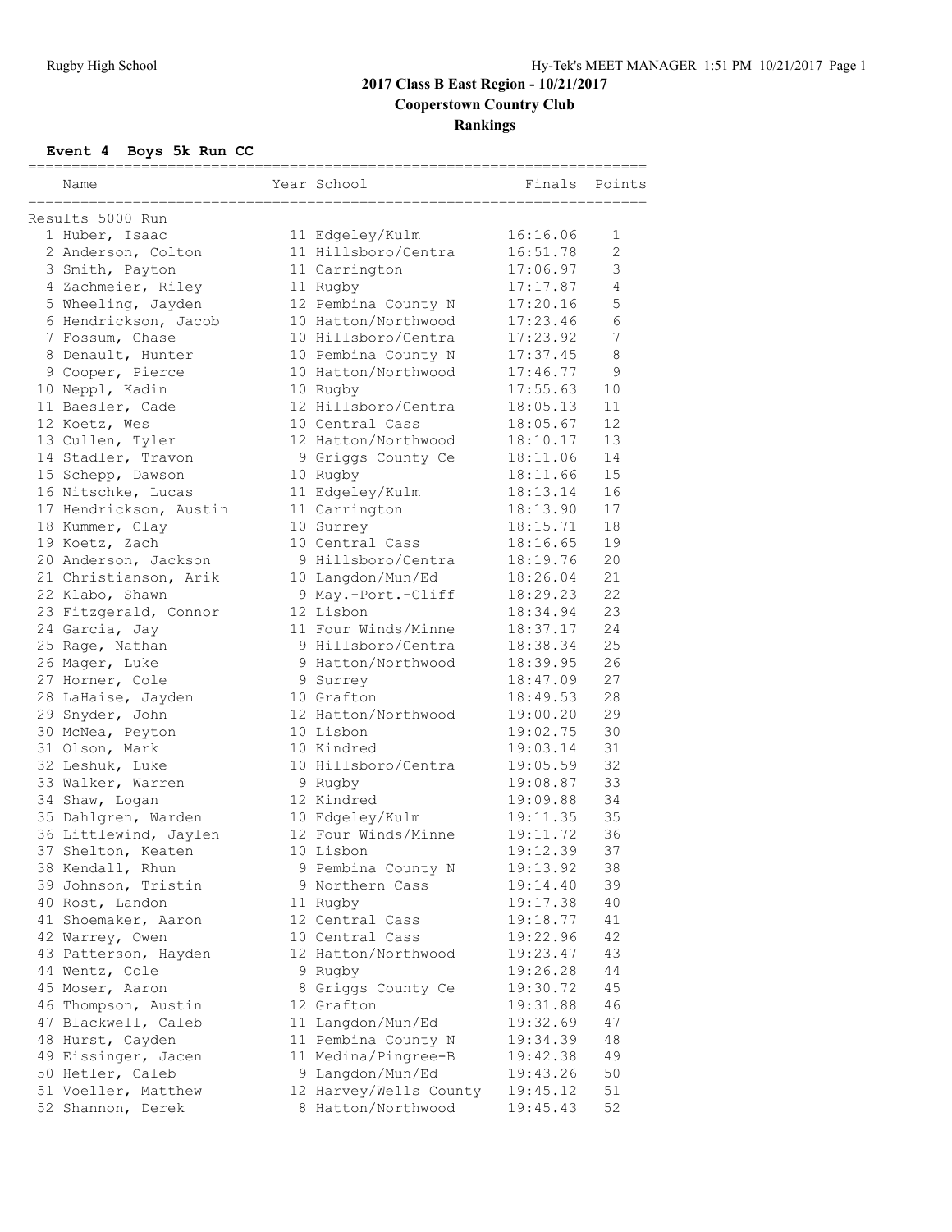## 2017 Class B East Region - 10/21/2017

**Cooperstown Country Club**

**Rankings**

### Event 4 Boys 5k Run CC

| | Name | Year | School | Finals | Points |
|---|---|---|---|---|---|
| Results 5000 Run | | | | | |
| 1 | Huber, Isaac | 11 | Edgeley/Kulm | 16:16.06 | 1 |
| 2 | Anderson, Colton | 11 | Hillsboro/Centra | 16:51.78 | 2 |
| 3 | Smith, Payton | 11 | Carrington | 17:06.97 | 3 |
| 4 | Zachmeier, Riley | 11 | Rugby | 17:17.87 | 4 |
| 5 | Wheeling, Jayden | 12 | Pembina County N | 17:20.16 | 5 |
| 6 | Hendrickson, Jacob | 10 | Hatton/Northwood | 17:23.46 | 6 |
| 7 | Fossum, Chase | 10 | Hillsboro/Centra | 17:23.92 | 7 |
| 8 | Denault, Hunter | 10 | Pembina County N | 17:37.45 | 8 |
| 9 | Cooper, Pierce | 10 | Hatton/Northwood | 17:46.77 | 9 |
| 10 | Neppl, Kadin | 10 | Rugby | 17:55.63 | 10 |
| 11 | Baesler, Cade | 12 | Hillsboro/Centra | 18:05.13 | 11 |
| 12 | Koetz, Wes | 10 | Central Cass | 18:05.67 | 12 |
| 13 | Cullen, Tyler | 12 | Hatton/Northwood | 18:10.17 | 13 |
| 14 | Stadler, Travon | 9 | Griggs County Ce | 18:11.06 | 14 |
| 15 | Schepp, Dawson | 10 | Rugby | 18:11.66 | 15 |
| 16 | Nitschke, Lucas | 11 | Edgeley/Kulm | 18:13.14 | 16 |
| 17 | Hendrickson, Austin | 11 | Carrington | 18:13.90 | 17 |
| 18 | Kummer, Clay | 10 | Surrey | 18:15.71 | 18 |
| 19 | Koetz, Zach | 10 | Central Cass | 18:16.65 | 19 |
| 20 | Anderson, Jackson | 9 | Hillsboro/Centra | 18:19.76 | 20 |
| 21 | Christianson, Arik | 10 | Langdon/Mun/Ed | 18:26.04 | 21 |
| 22 | Klabo, Shawn | 9 | May.-Port.-Cliff | 18:29.23 | 22 |
| 23 | Fitzgerald, Connor | 12 | Lisbon | 18:34.94 | 23 |
| 24 | Garcia, Jay | 11 | Four Winds/Minne | 18:37.17 | 24 |
| 25 | Rage, Nathan | 9 | Hillsboro/Centra | 18:38.34 | 25 |
| 26 | Mager, Luke | 9 | Hatton/Northwood | 18:39.95 | 26 |
| 27 | Horner, Cole | 9 | Surrey | 18:47.09 | 27 |
| 28 | LaHaise, Jayden | 10 | Grafton | 18:49.53 | 28 |
| 29 | Snyder, John | 12 | Hatton/Northwood | 19:00.20 | 29 |
| 30 | McNea, Peyton | 10 | Lisbon | 19:02.75 | 30 |
| 31 | Olson, Mark | 10 | Kindred | 19:03.14 | 31 |
| 32 | Leshuk, Luke | 10 | Hillsboro/Centra | 19:05.59 | 32 |
| 33 | Walker, Warren | 9 | Rugby | 19:08.87 | 33 |
| 34 | Shaw, Logan | 12 | Kindred | 19:09.88 | 34 |
| 35 | Dahlgren, Warden | 10 | Edgeley/Kulm | 19:11.35 | 35 |
| 36 | Littlewind, Jaylen | 12 | Four Winds/Minne | 19:11.72 | 36 |
| 37 | Shelton, Keaten | 10 | Lisbon | 19:12.39 | 37 |
| 38 | Kendall, Rhun | 9 | Pembina County N | 19:13.92 | 38 |
| 39 | Johnson, Tristin | 9 | Northern Cass | 19:14.40 | 39 |
| 40 | Rost, Landon | 11 | Rugby | 19:17.38 | 40 |
| 41 | Shoemaker, Aaron | 12 | Central Cass | 19:18.77 | 41 |
| 42 | Warrey, Owen | 10 | Central Cass | 19:22.96 | 42 |
| 43 | Patterson, Hayden | 12 | Hatton/Northwood | 19:23.47 | 43 |
| 44 | Wentz, Cole | 9 | Rugby | 19:26.28 | 44 |
| 45 | Moser, Aaron | 8 | Griggs County Ce | 19:30.72 | 45 |
| 46 | Thompson, Austin | 12 | Grafton | 19:31.88 | 46 |
| 47 | Blackwell, Caleb | 11 | Langdon/Mun/Ed | 19:32.69 | 47 |
| 48 | Hurst, Cayden | 11 | Pembina County N | 19:34.39 | 48 |
| 49 | Eissinger, Jacen | 11 | Medina/Pingree-B | 19:42.38 | 49 |
| 50 | Hetler, Caleb | 9 | Langdon/Mun/Ed | 19:43.26 | 50 |
| 51 | Voeller, Matthew | 12 | Harvey/Wells County | 19:45.12 | 51 |
| 52 | Shannon, Derek | 8 | Hatton/Northwood | 19:45.43 | 52 |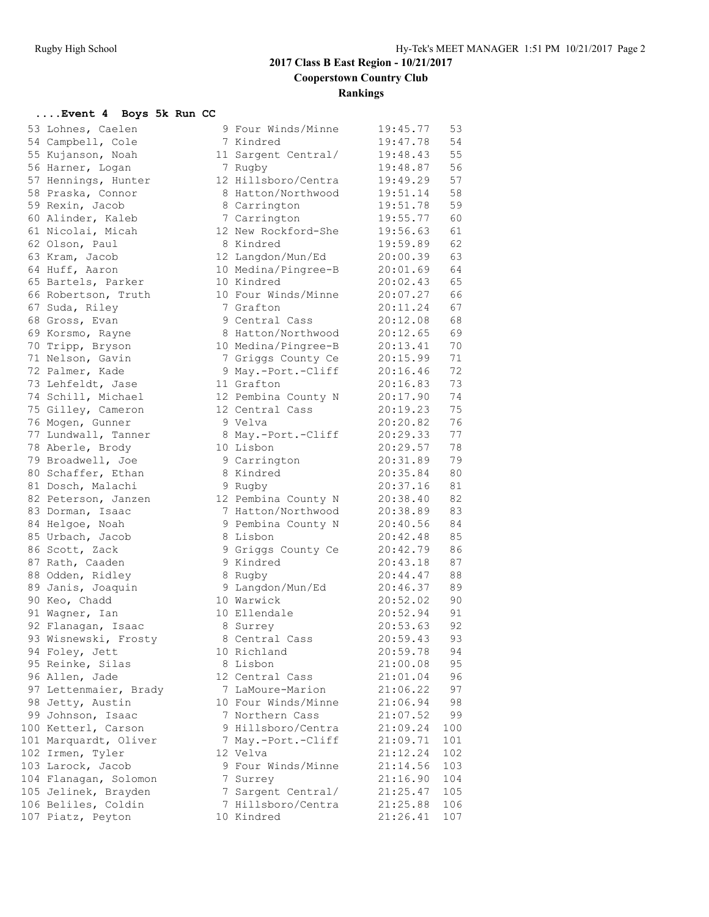## 2017 Class B East Region - 10/21/2017

### Cooperstown Country Club

### Rankings

#### ....Event 4 Boys 5k Run CC

| Place | Name | Yr | School | Time | Points |
|---|---|---|---|---|---|
| 53 | Lohnes, Caelen | 9 | Four Winds/Minne | 19:45.77 | 53 |
| 54 | Campbell, Cole | 7 | Kindred | 19:47.78 | 54 |
| 55 | Kujanson, Noah | 11 | Sargent Central/ | 19:48.43 | 55 |
| 56 | Harner, Logan | 7 | Rugby | 19:48.87 | 56 |
| 57 | Hennings, Hunter | 12 | Hillsboro/Centra | 19:49.29 | 57 |
| 58 | Praska, Connor | 8 | Hatton/Northwood | 19:51.14 | 58 |
| 59 | Rexin, Jacob | 8 | Carrington | 19:51.78 | 59 |
| 60 | Alinder, Kaleb | 7 | Carrington | 19:55.77 | 60 |
| 61 | Nicolai, Micah | 12 | New Rockford-She | 19:56.63 | 61 |
| 62 | Olson, Paul | 8 | Kindred | 19:59.89 | 62 |
| 63 | Kram, Jacob | 12 | Langdon/Mun/Ed | 20:00.39 | 63 |
| 64 | Huff, Aaron | 10 | Medina/Pingree-B | 20:01.69 | 64 |
| 65 | Bartels, Parker | 10 | Kindred | 20:02.43 | 65 |
| 66 | Robertson, Truth | 10 | Four Winds/Minne | 20:07.27 | 66 |
| 67 | Suda, Riley | 7 | Grafton | 20:11.24 | 67 |
| 68 | Gross, Evan | 9 | Central Cass | 20:12.08 | 68 |
| 69 | Korsmo, Rayne | 8 | Hatton/Northwood | 20:12.65 | 69 |
| 70 | Tripp, Bryson | 10 | Medina/Pingree-B | 20:13.41 | 70 |
| 71 | Nelson, Gavin | 7 | Griggs County Ce | 20:15.99 | 71 |
| 72 | Palmer, Kade | 9 | May.-Port.-Cliff | 20:16.46 | 72 |
| 73 | Lehfeldt, Jase | 11 | Grafton | 20:16.83 | 73 |
| 74 | Schill, Michael | 12 | Pembina County N | 20:17.90 | 74 |
| 75 | Gilley, Cameron | 12 | Central Cass | 20:19.23 | 75 |
| 76 | Mogen, Gunner | 9 | Velva | 20:20.82 | 76 |
| 77 | Lundwall, Tanner | 8 | May.-Port.-Cliff | 20:29.33 | 77 |
| 78 | Aberle, Brody | 10 | Lisbon | 20:29.57 | 78 |
| 79 | Broadwell, Joe | 9 | Carrington | 20:31.89 | 79 |
| 80 | Schaffer, Ethan | 8 | Kindred | 20:35.84 | 80 |
| 81 | Dosch, Malachi | 9 | Rugby | 20:37.16 | 81 |
| 82 | Peterson, Janzen | 12 | Pembina County N | 20:38.40 | 82 |
| 83 | Dorman, Isaac | 7 | Hatton/Northwood | 20:38.89 | 83 |
| 84 | Helgoe, Noah | 9 | Pembina County N | 20:40.56 | 84 |
| 85 | Urbach, Jacob | 8 | Lisbon | 20:42.48 | 85 |
| 86 | Scott, Zack | 9 | Griggs County Ce | 20:42.79 | 86 |
| 87 | Rath, Caaden | 9 | Kindred | 20:43.18 | 87 |
| 88 | Odden, Ridley | 8 | Rugby | 20:44.47 | 88 |
| 89 | Janis, Joaquin | 9 | Langdon/Mun/Ed | 20:46.37 | 89 |
| 90 | Keo, Chadd | 10 | Warwick | 20:52.02 | 90 |
| 91 | Wagner, Ian | 10 | Ellendale | 20:52.94 | 91 |
| 92 | Flanagan, Isaac | 8 | Surrey | 20:53.63 | 92 |
| 93 | Wisnewski, Frosty | 8 | Central Cass | 20:59.43 | 93 |
| 94 | Foley, Jett | 10 | Richland | 20:59.78 | 94 |
| 95 | Reinke, Silas | 8 | Lisbon | 21:00.08 | 95 |
| 96 | Allen, Jade | 12 | Central Cass | 21:01.04 | 96 |
| 97 | Lettenmaier, Brady | 7 | LaMoure-Marion | 21:06.22 | 97 |
| 98 | Jetty, Austin | 10 | Four Winds/Minne | 21:06.94 | 98 |
| 99 | Johnson, Isaac | 7 | Northern Cass | 21:07.52 | 99 |
| 100 | Ketterl, Carson | 9 | Hillsboro/Centra | 21:09.24 | 100 |
| 101 | Marquardt, Oliver | 7 | May.-Port.-Cliff | 21:09.71 | 101 |
| 102 | Irmen, Tyler | 12 | Velva | 21:12.24 | 102 |
| 103 | Larock, Jacob | 9 | Four Winds/Minne | 21:14.56 | 103 |
| 104 | Flanagan, Solomon | 7 | Surrey | 21:16.90 | 104 |
| 105 | Jelinek, Brayden | 7 | Sargent Central/ | 21:25.47 | 105 |
| 106 | Beliles, Coldin | 7 | Hillsboro/Centra | 21:25.88 | 106 |
| 107 | Piatz, Peyton | 10 | Kindred | 21:26.41 | 107 |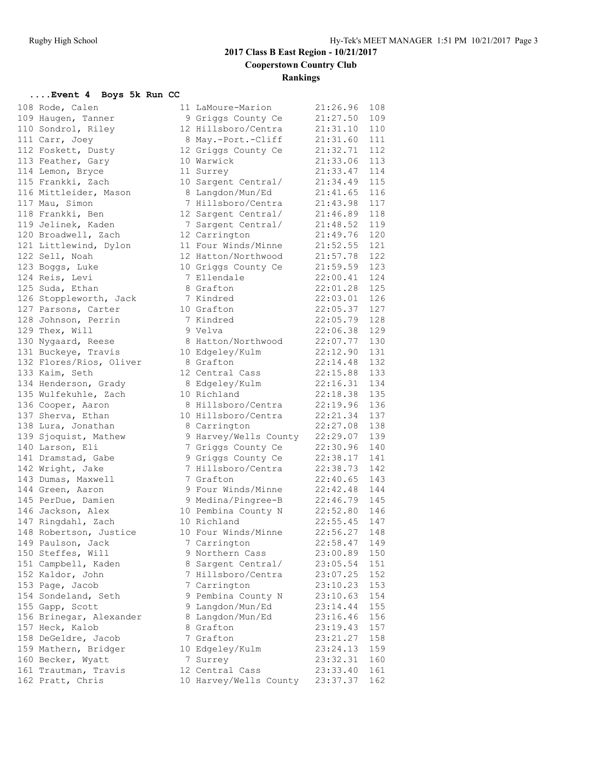## 2017 Class B East Region - 10/21/2017

### Cooperstown Country Club

### Rankings

#### ....Event 4 Boys 5k Run CC

| Place | Name | Yr | School | Time | Pts |
|---|---|---|---|---|---|
| 108 | Rode, Calen | 11 | LaMoure-Marion | 21:26.96 | 108 |
| 109 | Haugen, Tanner | 9 | Griggs County Ce | 21:27.50 | 109 |
| 110 | Sondrol, Riley | 12 | Hillsboro/Centra | 21:31.10 | 110 |
| 111 | Carr, Joey | 8 | May.-Port.-Cliff | 21:31.60 | 111 |
| 112 | Foskett, Dusty | 12 | Griggs County Ce | 21:32.71 | 112 |
| 113 | Feather, Gary | 10 | Warwick | 21:33.06 | 113 |
| 114 | Lemon, Bryce | 11 | Surrey | 21:33.47 | 114 |
| 115 | Frankki, Zach | 10 | Sargent Central/ | 21:34.49 | 115 |
| 116 | Mittleider, Mason | 8 | Langdon/Mun/Ed | 21:41.65 | 116 |
| 117 | Mau, Simon | 7 | Hillsboro/Centra | 21:43.98 | 117 |
| 118 | Frankki, Ben | 12 | Sargent Central/ | 21:46.89 | 118 |
| 119 | Jelinek, Kaden | 7 | Sargent Central/ | 21:48.52 | 119 |
| 120 | Broadwell, Zach | 12 | Carrington | 21:49.76 | 120 |
| 121 | Littlewind, Dylon | 11 | Four Winds/Minne | 21:52.55 | 121 |
| 122 | Sell, Noah | 12 | Hatton/Northwood | 21:57.78 | 122 |
| 123 | Boggs, Luke | 10 | Griggs County Ce | 21:59.59 | 123 |
| 124 | Reis, Levi | 7 | Ellendale | 22:00.41 | 124 |
| 125 | Suda, Ethan | 8 | Grafton | 22:01.28 | 125 |
| 126 | Stoppleworth, Jack | 7 | Kindred | 22:03.01 | 126 |
| 127 | Parsons, Carter | 10 | Grafton | 22:05.37 | 127 |
| 128 | Johnson, Perrin | 7 | Kindred | 22:05.79 | 128 |
| 129 | Thex, Will | 9 | Velva | 22:06.38 | 129 |
| 130 | Nygaard, Reese | 8 | Hatton/Northwood | 22:07.77 | 130 |
| 131 | Buckeye, Travis | 10 | Edgeley/Kulm | 22:12.90 | 131 |
| 132 | Flores/Rios, Oliver | 8 | Grafton | 22:14.48 | 132 |
| 133 | Kaim, Seth | 12 | Central Cass | 22:15.88 | 133 |
| 134 | Henderson, Grady | 8 | Edgeley/Kulm | 22:16.31 | 134 |
| 135 | Wulfekuhle, Zach | 10 | Richland | 22:18.38 | 135 |
| 136 | Cooper, Aaron | 8 | Hillsboro/Centra | 22:19.96 | 136 |
| 137 | Sherva, Ethan | 10 | Hillsboro/Centra | 22:21.34 | 137 |
| 138 | Lura, Jonathan | 8 | Carrington | 22:27.08 | 138 |
| 139 | Sjoquist, Mathew | 9 | Harvey/Wells County | 22:29.07 | 139 |
| 140 | Larson, Eli | 7 | Griggs County Ce | 22:30.96 | 140 |
| 141 | Dramstad, Gabe | 9 | Griggs County Ce | 22:38.17 | 141 |
| 142 | Wright, Jake | 7 | Hillsboro/Centra | 22:38.73 | 142 |
| 143 | Dumas, Maxwell | 7 | Grafton | 22:40.65 | 143 |
| 144 | Green, Aaron | 9 | Four Winds/Minne | 22:42.48 | 144 |
| 145 | PerDue, Damien | 9 | Medina/Pingree-B | 22:46.79 | 145 |
| 146 | Jackson, Alex | 10 | Pembina County N | 22:52.80 | 146 |
| 147 | Ringdahl, Zach | 10 | Richland | 22:55.45 | 147 |
| 148 | Robertson, Justice | 10 | Four Winds/Minne | 22:56.27 | 148 |
| 149 | Paulson, Jack | 7 | Carrington | 22:58.47 | 149 |
| 150 | Steffes, Will | 9 | Northern Cass | 23:00.89 | 150 |
| 151 | Campbell, Kaden | 8 | Sargent Central/ | 23:05.54 | 151 |
| 152 | Kaldor, John | 7 | Hillsboro/Centra | 23:07.25 | 152 |
| 153 | Page, Jacob | 7 | Carrington | 23:10.23 | 153 |
| 154 | Sondeland, Seth | 9 | Pembina County N | 23:10.63 | 154 |
| 155 | Gapp, Scott | 9 | Langdon/Mun/Ed | 23:14.44 | 155 |
| 156 | Brinegar, Alexander | 8 | Langdon/Mun/Ed | 23:16.46 | 156 |
| 157 | Heck, Kalob | 8 | Grafton | 23:19.43 | 157 |
| 158 | DeGeldre, Jacob | 7 | Grafton | 23:21.27 | 158 |
| 159 | Mathern, Bridger | 10 | Edgeley/Kulm | 23:24.13 | 159 |
| 160 | Becker, Wyatt | 7 | Surrey | 23:32.31 | 160 |
| 161 | Trautman, Travis | 12 | Central Cass | 23:33.40 | 161 |
| 162 | Pratt, Chris | 10 | Harvey/Wells County | 23:37.37 | 162 |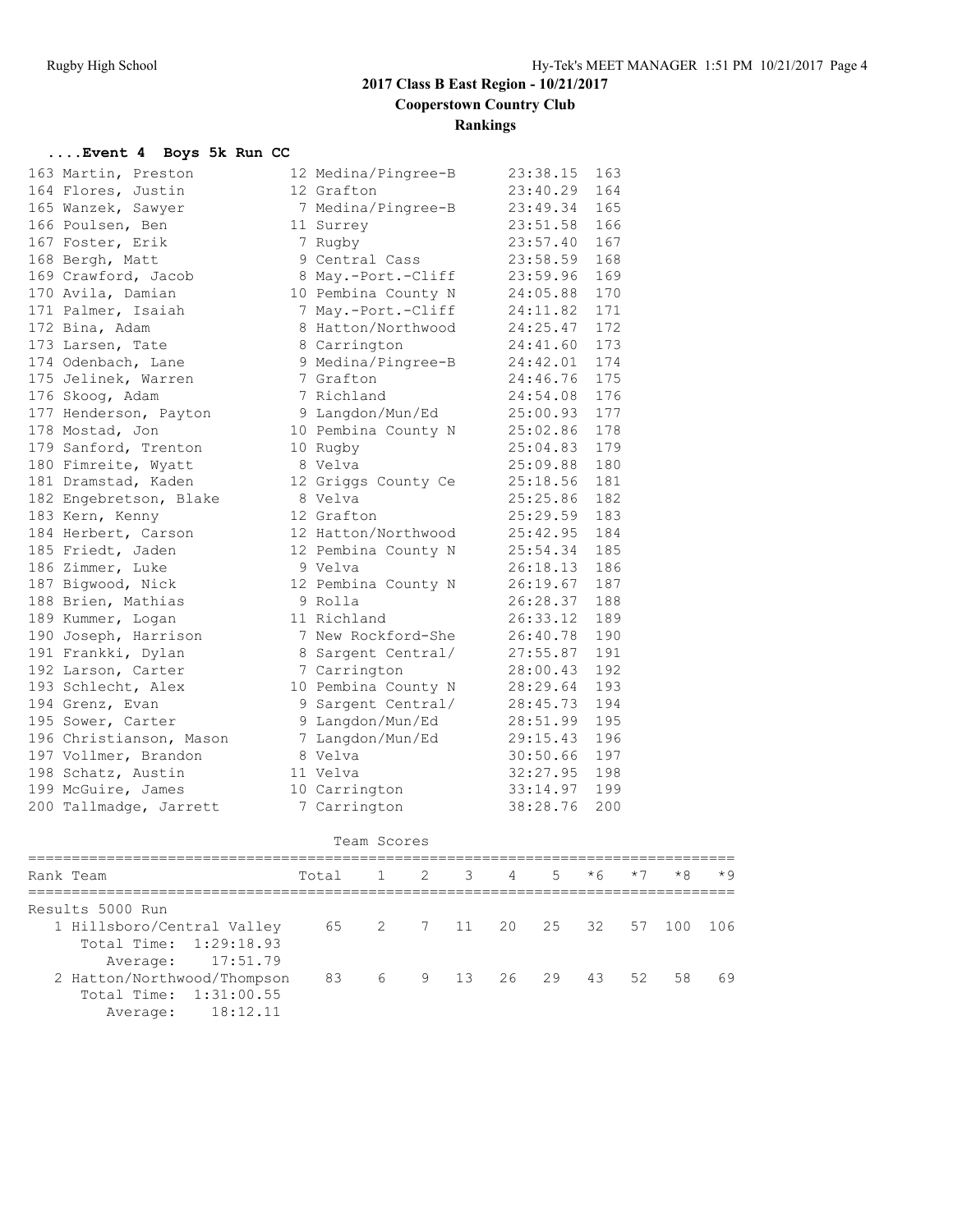## 2017 Class B East Region - 10/21/2017

### Cooperstown Country Club

### Rankings

#### ....Event 4 Boys 5k Run CC

| Place | Name | Year | School | Time | Points |
|---|---|---|---|---|---|
| 163 | Martin, Preston | 12 | Medina/Pingree-B | 23:38.15 | 163 |
| 164 | Flores, Justin | 12 | Grafton | 23:40.29 | 164 |
| 165 | Wanzek, Sawyer | 7 | Medina/Pingree-B | 23:49.34 | 165 |
| 166 | Poulsen, Ben | 11 | Surrey | 23:51.58 | 166 |
| 167 | Foster, Erik | 7 | Rugby | 23:57.40 | 167 |
| 168 | Bergh, Matt | 9 | Central Cass | 23:58.59 | 168 |
| 169 | Crawford, Jacob | 8 | May.-Port.-Cliff | 23:59.96 | 169 |
| 170 | Avila, Damian | 10 | Pembina County N | 24:05.88 | 170 |
| 171 | Palmer, Isaiah | 7 | May.-Port.-Cliff | 24:11.82 | 171 |
| 172 | Bina, Adam | 8 | Hatton/Northwood | 24:25.47 | 172 |
| 173 | Larsen, Tate | 8 | Carrington | 24:41.60 | 173 |
| 174 | Odenbach, Lane | 9 | Medina/Pingree-B | 24:42.01 | 174 |
| 175 | Jelinek, Warren | 7 | Grafton | 24:46.76 | 175 |
| 176 | Skoog, Adam | 7 | Richland | 24:54.08 | 176 |
| 177 | Henderson, Payton | 9 | Langdon/Mun/Ed | 25:00.93 | 177 |
| 178 | Mostad, Jon | 10 | Pembina County N | 25:02.86 | 178 |
| 179 | Sanford, Trenton | 10 | Rugby | 25:04.83 | 179 |
| 180 | Fimreite, Wyatt | 8 | Velva | 25:09.88 | 180 |
| 181 | Dramstad, Kaden | 12 | Griggs County Ce | 25:18.56 | 181 |
| 182 | Engebretson, Blake | 8 | Velva | 25:25.86 | 182 |
| 183 | Kern, Kenny | 12 | Grafton | 25:29.59 | 183 |
| 184 | Herbert, Carson | 12 | Hatton/Northwood | 25:42.95 | 184 |
| 185 | Friedt, Jaden | 12 | Pembina County N | 25:54.34 | 185 |
| 186 | Zimmer, Luke | 9 | Velva | 26:18.13 | 186 |
| 187 | Bigwood, Nick | 12 | Pembina County N | 26:19.67 | 187 |
| 188 | Brien, Mathias | 9 | Rolla | 26:28.37 | 188 |
| 189 | Kummer, Logan | 11 | Richland | 26:33.12 | 189 |
| 190 | Joseph, Harrison | 7 | New Rockford-She | 26:40.78 | 190 |
| 191 | Frankki, Dylan | 8 | Sargent Central/ | 27:55.87 | 191 |
| 192 | Larson, Carter | 7 | Carrington | 28:00.43 | 192 |
| 193 | Schlecht, Alex | 10 | Pembina County N | 28:29.64 | 193 |
| 194 | Grenz, Evan | 9 | Sargent Central/ | 28:45.73 | 194 |
| 195 | Sower, Carter | 9 | Langdon/Mun/Ed | 28:51.99 | 195 |
| 196 | Christianson, Mason | 7 | Langdon/Mun/Ed | 29:15.43 | 196 |
| 197 | Vollmer, Brandon | 8 | Velva | 30:50.66 | 197 |
| 198 | Schatz, Austin | 11 | Velva | 32:27.95 | 198 |
| 199 | McGuire, James | 10 | Carrington | 33:14.97 | 199 |
| 200 | Tallmadge, Jarrett | 7 | Carrington | 38:28.76 | 200 |

Team Scores

| Rank Team | Total | 1 | 2 | 3 | 4 | 5 | *6 | *7 | *8 | *9 |
|---|---|---|---|---|---|---|---|---|---|---|
| Results 5000 Run | | | | | | | | | | |
| 1 Hillsboro/Central Valley | 65 | 2 | 7 | 11 | 20 | 25 | 32 | 57 | 100 | 106 |
| Total Time: 1:29:18.93 | | | | | | | | | | |
| Average: 17:51.79 | | | | | | | | | | |
| 2 Hatton/Northwood/Thompson | 83 | 6 | 9 | 13 | 26 | 29 | 43 | 52 | 58 | 69 |
| Total Time: 1:31:00.55 | | | | | | | | | | |
| Average: 18:12.11 | | | | | | | | | | |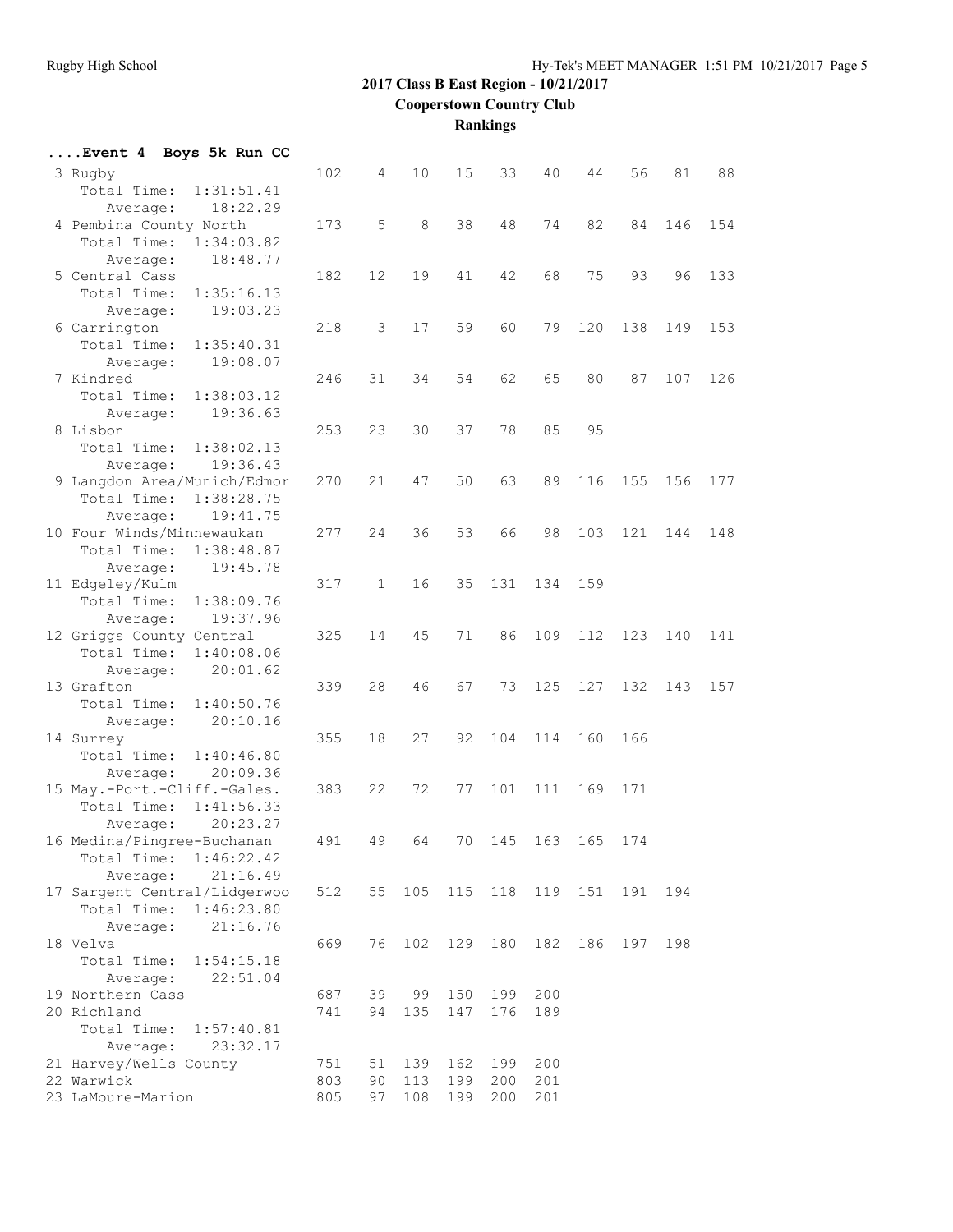## 2017 Class B East Region - 10/21/2017

### Cooperstown Country Club

### Rankings

**....Event 4 Boys 5k Run CC**

| Place | Team | Score | 1 | 2 | 3 | 4 | 5 | 6 | 7 | 8 | 9 | Total Time | Average |
|---|---|---|---|---|---|---|---|---|---|---|---|---|---|
| 3 | Rugby | 102 | 4 | 10 | 15 | 33 | 40 | 44 | 56 | 81 | 88 | 1:31:51.41 | 18:22.29 |
| 4 | Pembina County North | 173 | 5 | 8 | 38 | 48 | 74 | 82 | 84 | 146 | 154 | 1:34:03.82 | 18:48.77 |
| 5 | Central Cass | 182 | 12 | 19 | 41 | 42 | 68 | 75 | 93 | 96 | 133 | 1:35:16.13 | 19:03.23 |
| 6 | Carrington | 218 | 3 | 17 | 59 | 60 | 79 | 120 | 138 | 149 | 153 | 1:35:40.31 | 19:08.07 |
| 7 | Kindred | 246 | 31 | 34 | 54 | 62 | 65 | 80 | 87 | 107 | 126 | 1:38:03.12 | 19:36.63 |
| 8 | Lisbon | 253 | 23 | 30 | 37 | 78 | 85 | 95 | | | | 1:38:02.13 | 19:36.43 |
| 9 | Langdon Area/Munich/Edmor | 270 | 21 | 47 | 50 | 63 | 89 | 116 | 155 | 156 | 177 | 1:38:28.75 | 19:41.75 |
| 10 | Four Winds/Minnewaukan | 277 | 24 | 36 | 53 | 66 | 98 | 103 | 121 | 144 | 148 | 1:38:48.87 | 19:45.78 |
| 11 | Edgeley/Kulm | 317 | 1 | 16 | 35 | 131 | 134 | 159 | | | | 1:38:09.76 | 19:37.96 |
| 12 | Griggs County Central | 325 | 14 | 45 | 71 | 86 | 109 | 112 | 123 | 140 | 141 | 1:40:08.06 | 20:01.62 |
| 13 | Grafton | 339 | 28 | 46 | 67 | 73 | 125 | 127 | 132 | 143 | 157 | 1:40:50.76 | 20:10.16 |
| 14 | Surrey | 355 | 18 | 27 | 92 | 104 | 114 | 160 | 166 | | | 1:40:46.80 | 20:09.36 |
| 15 | May.-Port.-Cliff.-Gales. | 383 | 22 | 72 | 77 | 101 | 111 | 169 | 171 | | | 1:41:56.33 | 20:23.27 |
| 16 | Medina/Pingree-Buchanan | 491 | 49 | 64 | 70 | 145 | 163 | 165 | 174 | | | 1:46:22.42 | 21:16.49 |
| 17 | Sargent Central/Lidgerwoo | 512 | 55 | 105 | 115 | 118 | 119 | 151 | 191 | 194 | | 1:46:23.80 | 21:16.76 |
| 18 | Velva | 669 | 76 | 102 | 129 | 180 | 182 | 186 | 197 | 198 | | 1:54:15.18 | 22:51.04 |
| 19 | Northern Cass | 687 | 39 | 99 | 150 | 199 | 200 | | | | | | |
| 20 | Richland | 741 | 94 | 135 | 147 | 176 | 189 | | | | | 1:57:40.81 | 23:32.17 |
| 21 | Harvey/Wells County | 751 | 51 | 139 | 162 | 199 | 200 | | | | | | |
| 22 | Warwick | 803 | 90 | 113 | 199 | 200 | 201 | | | | | | |
| 23 | LaMoure-Marion | 805 | 97 | 108 | 199 | 200 | 201 | | | | | | |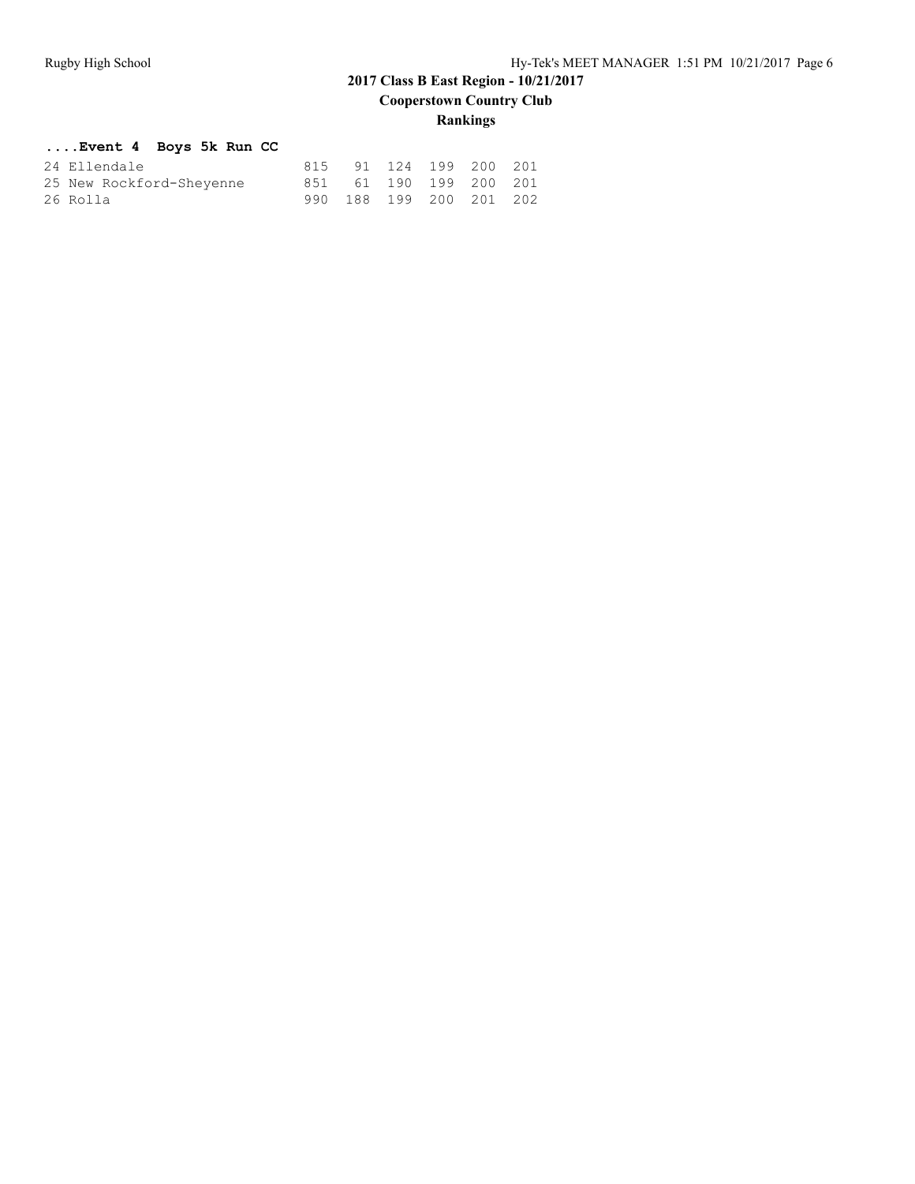**....Event 4 Boys 5k Run CC**

| | | | | | | | |
|---|---|---|---|---|---|---|---|
| 24 | Ellendale | 815 | 91 | 124 | 199 | 200 | 201 |
| 25 | New Rockford-Sheyenne | 851 | 61 | 190 | 199 | 200 | 201 |
| 26 | Rolla | 990 | 188 | 199 | 200 | 201 | 202 |